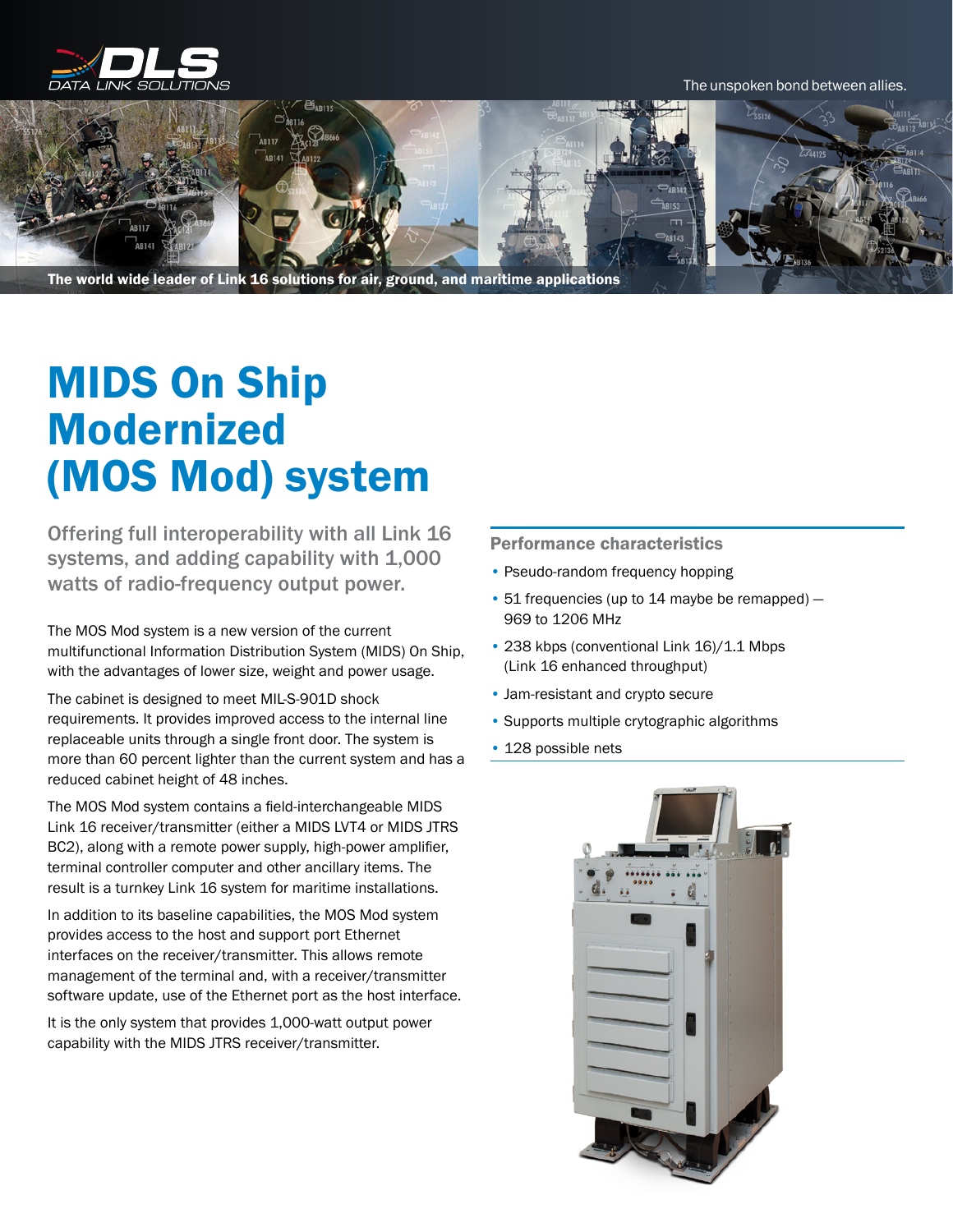DLS DATA LINK SOLUTIONS

The unspoken bond between allies.

The world wide leader of Link 16 solutions for air, ground, and maritime applications

# MIDS On Ship Modernized (MOS Mod) system

## Offering full interoperability with all Link 16 systems, and adding capability with 1,000 watts of radio-frequency output power.

The MOS Mod system is a new version of the current multifunctional Information Distribution System (MIDS) On Ship, with the advantages of lower size, weight and power usage.

The cabinet is designed to meet MIL-S-901D shock requirements. It provides improved access to the internal line replaceable units through a single front door. The system is more than 60 percent lighter than the current system and has a reduced cabinet height of 48 inches.

The MOS Mod system contains a field-interchangeable MIDS Link 16 receiver/transmitter (either a MIDS LVT4 or MIDS JTRS BC2), along with a remote power supply, high-power amplifier, terminal controller computer and other ancillary items. The result is a turnkey Link 16 system for maritime installations.

In addition to its baseline capabilities, the MOS Mod system provides access to the host and support port Ethernet interfaces on the receiver/transmitter. This allows remote management of the terminal and, with a receiver/transmitter software update, use of the Ethernet port as the host interface.

It is the only system that provides 1,000-watt output power capability with the MIDS JTRS receiver/transmitter.

### Performance characteristics

- Pseudo-random frequency hopping
- 51 frequencies (up to 14 maybe be remapped) — 969 to 1206 MHz
- 238 kbps (conventional Link 16)/1.1 Mbps (Link 16 enhanced throughput)
- Jam-resistant and crypto secure
- Supports multiple crytographic algorithms
- 128 possible nets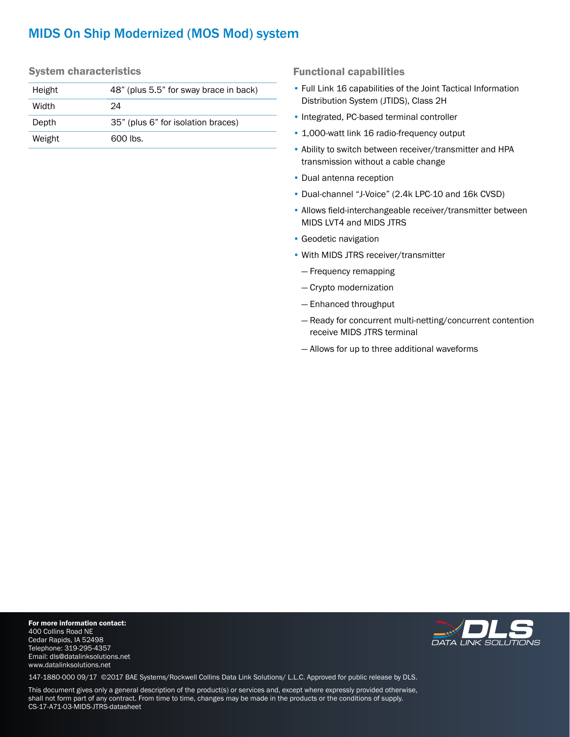## MIDS On Ship Modernized (MOS Mod) system

### System characteristics

| | |
|---|---|
| Height | 48” (plus 5.5” for sway brace in back) |
| Width | 24 |
| Depth | 35” (plus 6” for isolation braces) |
| Weight | 600 lbs. |

### Functional capabilities

- Full Link 16 capabilities of the Joint Tactical Information Distribution System (JTIDS), Class 2H
- Integrated, PC-based terminal controller
- 1,000-watt link 16 radio-frequency output
- Ability to switch between receiver/transmitter and HPA transmission without a cable change
- Dual antenna reception
- Dual-channel “J-Voice” (2.4k LPC-10 and 16k CVSD)
- Allows field-interchangeable receiver/transmitter between MIDS LVT4 and MIDS JTRS
- Geodetic navigation
- With MIDS JTRS receiver/transmitter
  - Frequency remapping
  - Crypto modernization
  - Enhanced throughput
  - Ready for concurrent multi-netting/concurrent contention receive MIDS JTRS terminal
  - Allows for up to three additional waveforms

**For more information contact:**
400 Collins Road NE
Cedar Rapids, IA 52498
Telephone: 319-295-4357
Email: dls@datalinksolutions.net
www.datalinksolutions.net

DLS DATA LINK SOLUTIONS

147-1880-000 09/17 ©2017 BAE Systems/Rockwell Collins Data Link Solutions/ L.L.C. Approved for public release by DLS.

This document gives only a general description of the product(s) or services and, except where expressly provided otherwise, shall not form part of any contract. From time to time, changes may be made in the products or the conditions of supply.
CS-17-A71-03-MIDS-JTRS-datasheet